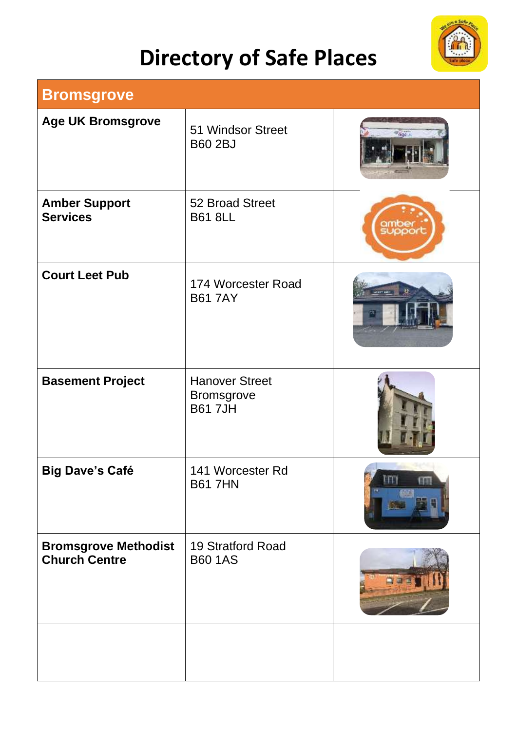# Directory of Safe Places

| Bromsgrove | | |
|---|---|---|
| **Age UK Bromsgrove** | 51 Windsor Street<br>B60 2BJ | |
| **Amber Support Services** | 52 Broad Street<br>B61 8LL | |
| **Court Leet Pub** | 174 Worcester Road<br>B61 7AY | |
| **Basement Project** | Hanover Street<br>Bromsgrove<br>B61 7JH | |
| **Big Dave's Café** | 141 Worcester Rd<br>B61 7HN | |
| **Bromsgrove Methodist Church Centre** | 19 Stratford Road<br>B60 1AS | |
| | | |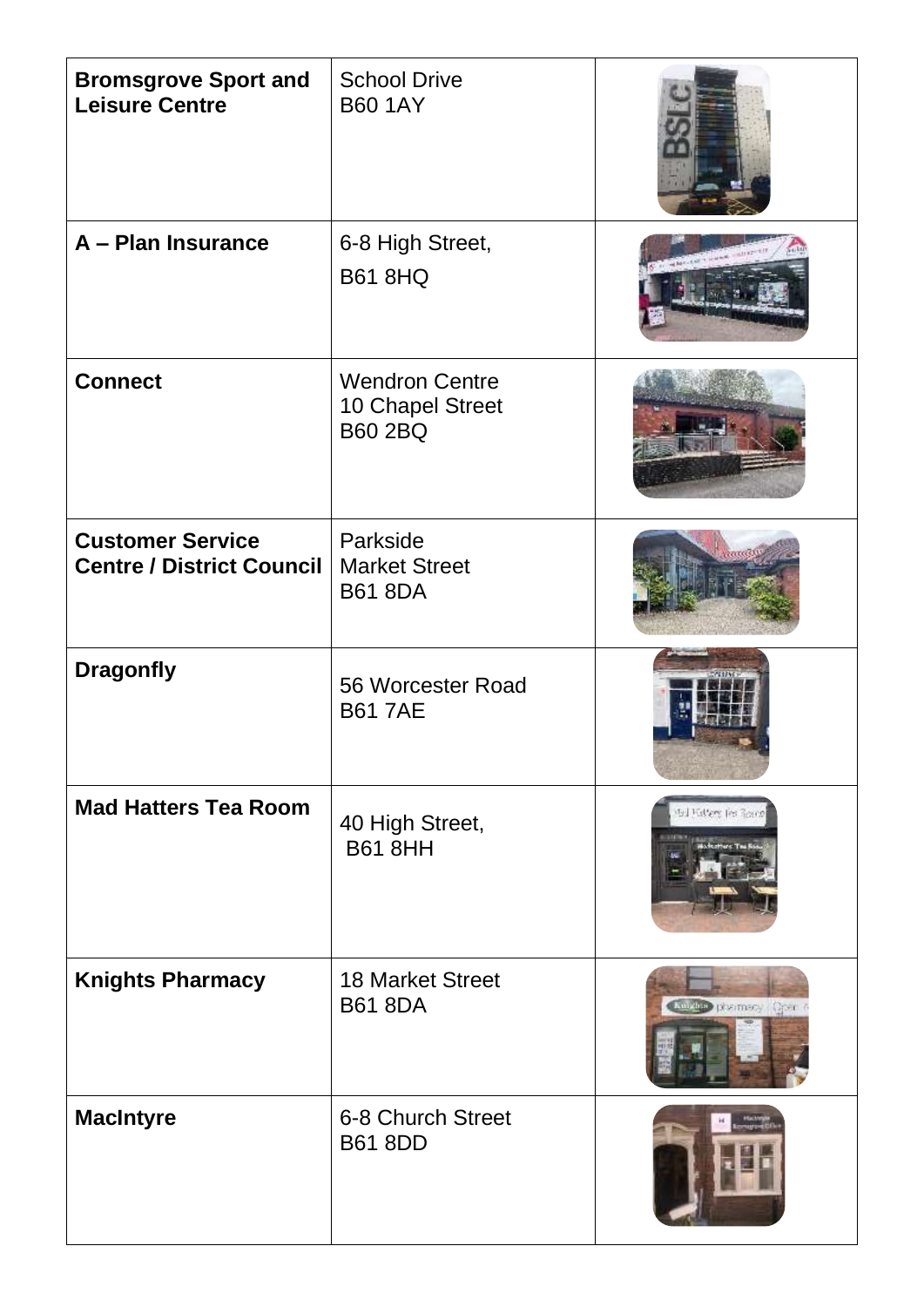| | | |
|---|---|---|
| **Bromsgrove Sport and Leisure Centre** | School Drive<br>B60 1AY | |
| **A – Plan Insurance** | 6-8 High Street,<br>B61 8HQ | |
| **Connect** | Wendron Centre<br>10 Chapel Street<br>B60 2BQ | |
| **Customer Service Centre / District Council** | Parkside<br>Market Street<br>B61 8DA | |
| **Dragonfly** | 56 Worcester Road<br>B61 7AE | |
| **Mad Hatters Tea Room** | 40 High Street,<br>B61 8HH | |
| **Knights Pharmacy** | 18 Market Street<br>B61 8DA | |
| **MacIntyre** | 6-8 Church Street<br>B61 8DD | |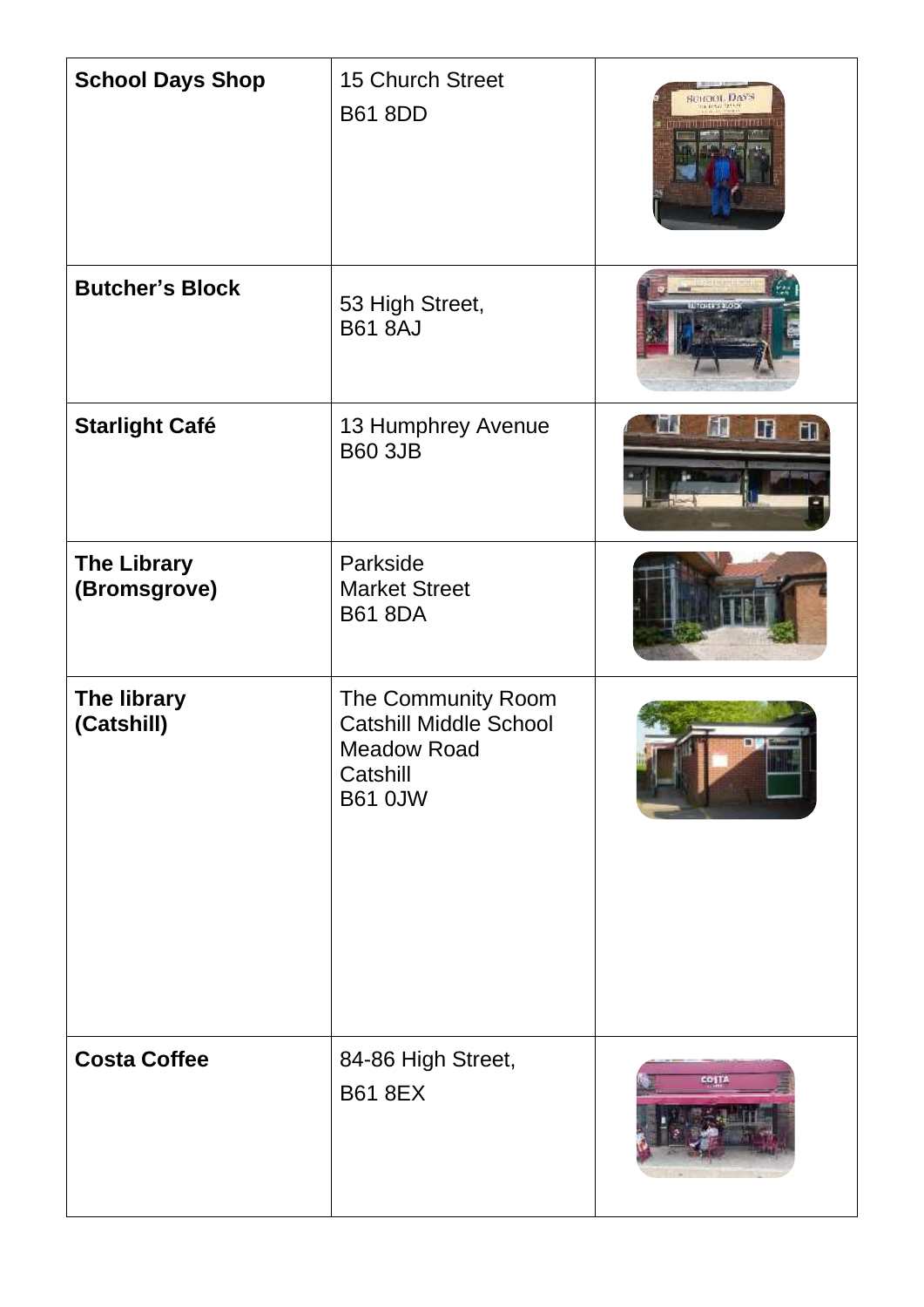| | | |
|---|---|---|
| **School Days Shop** | 15 Church Street<br>B61 8DD | |
| **Butcher's Block** | 53 High Street,<br>B61 8AJ | |
| **Starlight Café** | 13 Humphrey Avenue<br>B60 3JB | |
| **The Library (Bromsgrove)** | Parkside<br>Market Street<br>B61 8DA | |
| **The library (Catshill)** | The Community Room<br>Catshill Middle School<br>Meadow Road<br>Catshill<br>B61 0JW | |
| **Costa Coffee** | 84-86 High Street,<br>B61 8EX | |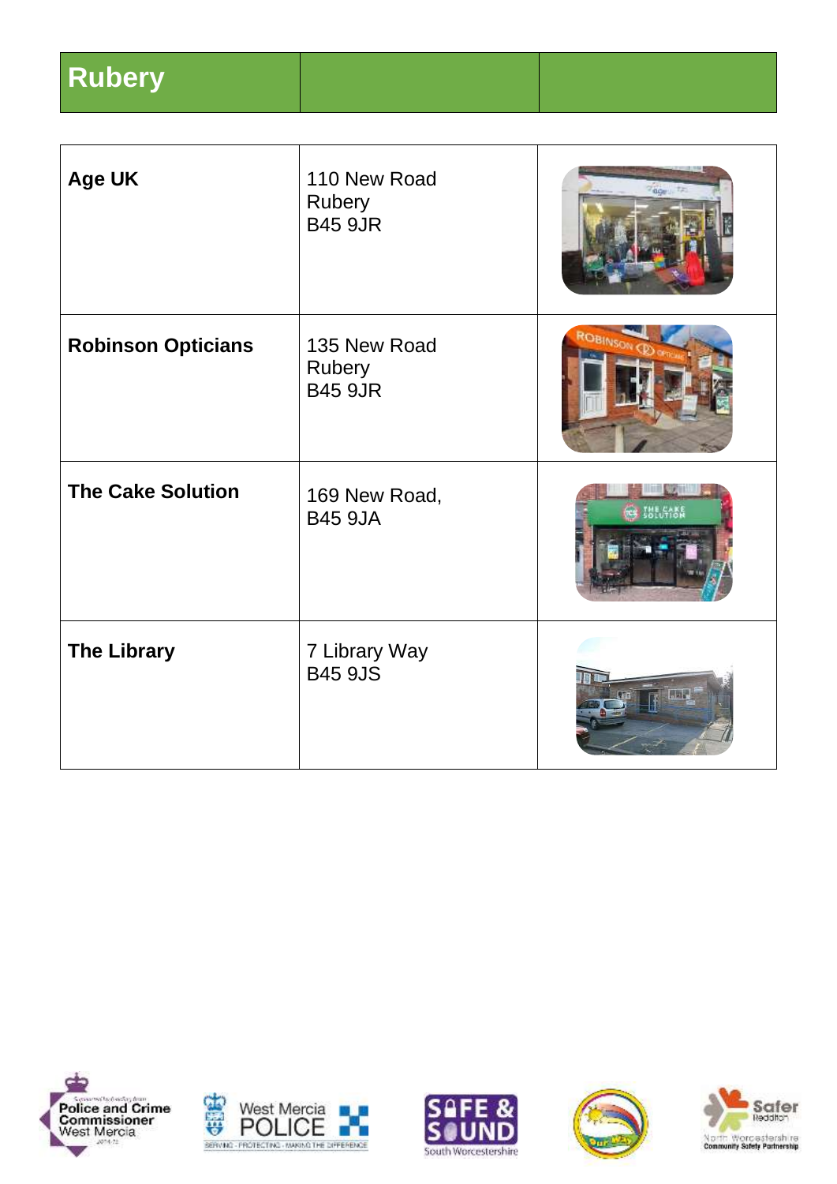| Rubery | | |
|---|---|---|

| | | |
|---|---|---|
| **Age UK** | 110 New Road<br>Rubery<br>B45 9JR | |
| **Robinson Opticians** | 135 New Road<br>Rubery<br>B45 9JR | |
| **The Cake Solution** | 169 New Road,<br>B45 9JA | |
| **The Library** | 7 Library Way<br>B45 9JS | |